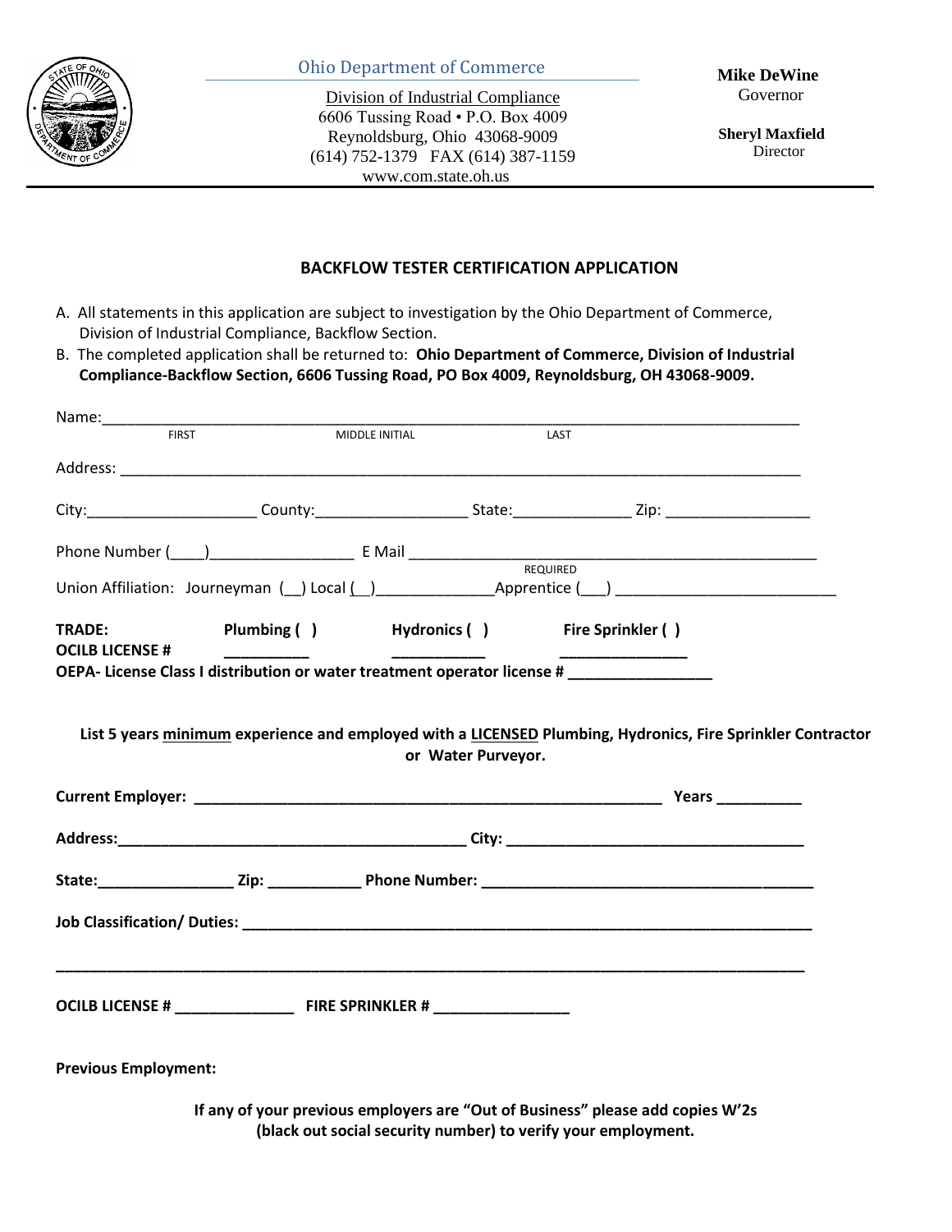Ohio Department of Commerce

Division of Industrial Compliance
6606 Tussing Road • P.O. Box 4009
Reynoldsburg, Ohio 43068-9009
(614) 752-1379 FAX (614) 387-1159
www.com.state.oh.us

**Mike DeWine**
Governor

**Sheryl Maxfield**
Director

## BACKFLOW TESTER CERTIFICATION APPLICATION

A. All statements in this application are subject to investigation by the Ohio Department of Commerce, Division of Industrial Compliance, Backflow Section.

B. The completed application shall be returned to: **Ohio Department of Commerce, Division of Industrial Compliance-Backflow Section, 6606 Tussing Road, PO Box 4009, Reynoldsburg, OH 43068-9009.**

Name:\_\_\_\_\_\_\_\_\_\_\_\_\_\_\_\_\_\_\_\_\_\_\_\_\_\_\_\_\_\_\_\_\_\_\_\_\_\_\_\_\_\_\_\_\_\_\_\_\_\_\_\_\_\_\_\_\_\_\_\_\_\_\_\_\_\_
FIRST MIDDLE INITIAL LAST

Address: \_\_\_\_\_\_\_\_\_\_\_\_\_\_\_\_\_\_\_\_\_\_\_\_\_\_\_\_\_\_\_\_\_\_\_\_\_\_\_\_\_\_\_\_\_\_\_\_\_\_\_\_\_\_\_\_\_\_\_\_\_\_\_\_

City:\_\_\_\_\_\_\_\_\_\_\_\_\_\_\_\_\_\_\_ County:\_\_\_\_\_\_\_\_\_\_\_\_\_\_\_\_\_ State:\_\_\_\_\_\_\_\_\_\_\_\_\_ Zip: \_\_\_\_\_\_\_\_\_\_\_\_\_\_\_\_

Phone Number (\_\_\_\_)\_\_\_\_\_\_\_\_\_\_\_\_\_\_\_\_ E Mail \_\_\_\_\_\_\_\_\_\_\_\_\_\_\_\_\_\_\_\_\_\_\_\_\_\_\_\_\_\_\_\_\_\_\_\_\_\_\_\_\_
REQUIRED

Union Affiliation: Journeyman (\_\_) Local (\_\_)\_\_\_\_\_\_\_\_\_\_\_\_\_Apprentice (\_\_\_) \_\_\_\_\_\_\_\_\_\_\_\_\_\_\_\_\_\_\_\_\_\_\_\_

**TRADE:** **Plumbing ( )** **Hydronics ( )** **Fire Sprinkler ( )**
**OCILB LICENSE #** \_\_\_\_\_\_\_\_\_\_ \_\_\_\_\_\_\_\_\_\_ \_\_\_\_\_\_\_\_\_\_\_\_\_\_\_

**OEPA- License Class I distribution or water treatment operator license # \_\_\_\_\_\_\_\_\_\_\_\_\_\_\_\_\_**

**List 5 years minimum experience and employed with a LICENSED Plumbing, Hydronics, Fire Sprinkler Contractor or Water Purveyor.**

**Current Employer: \_\_\_\_\_\_\_\_\_\_\_\_\_\_\_\_\_\_\_\_\_\_\_\_\_\_\_\_\_\_\_\_\_\_\_\_\_\_\_\_\_\_\_\_\_\_\_\_\_\_\_\_\_ Years \_\_\_\_\_\_\_\_\_\_**

**Address:\_\_\_\_\_\_\_\_\_\_\_\_\_\_\_\_\_\_\_\_\_\_\_\_\_\_\_\_\_\_\_\_\_\_\_\_\_\_\_ City: \_\_\_\_\_\_\_\_\_\_\_\_\_\_\_\_\_\_\_\_\_\_\_\_\_\_\_\_\_\_\_\_\_\_\_**

**State:\_\_\_\_\_\_\_\_\_\_\_\_\_\_\_\_ Zip: \_\_\_\_\_\_\_\_\_\_\_ Phone Number: \_\_\_\_\_\_\_\_\_\_\_\_\_\_\_\_\_\_\_\_\_\_\_\_\_\_\_\_\_\_\_\_\_\_\_\_\_\_\_**

**Job Classification/ Duties: \_\_\_\_\_\_\_\_\_\_\_\_\_\_\_\_\_\_\_\_\_\_\_\_\_\_\_\_\_\_\_\_\_\_\_\_\_\_\_\_\_\_\_\_\_\_\_\_\_\_\_\_\_\_\_\_\_\_\_\_\_\_\_\_**

\_\_\_\_\_\_\_\_\_\_\_\_\_\_\_\_\_\_\_\_\_\_\_\_\_\_\_\_\_\_\_\_\_\_\_\_\_\_\_\_\_\_\_\_\_\_\_\_\_\_\_\_\_\_\_\_\_\_\_\_\_\_\_\_\_\_\_\_\_\_\_\_\_\_\_\_\_\_\_\_\_\_\_\_\_\_\_

**OCILB LICENSE # \_\_\_\_\_\_\_\_\_\_\_\_\_\_ FIRE SPRINKLER # \_\_\_\_\_\_\_\_\_\_\_\_\_\_\_\_**

**Previous Employment:**

**If any of your previous employers are "Out of Business" please add copies W'2s (black out social security number) to verify your employment.**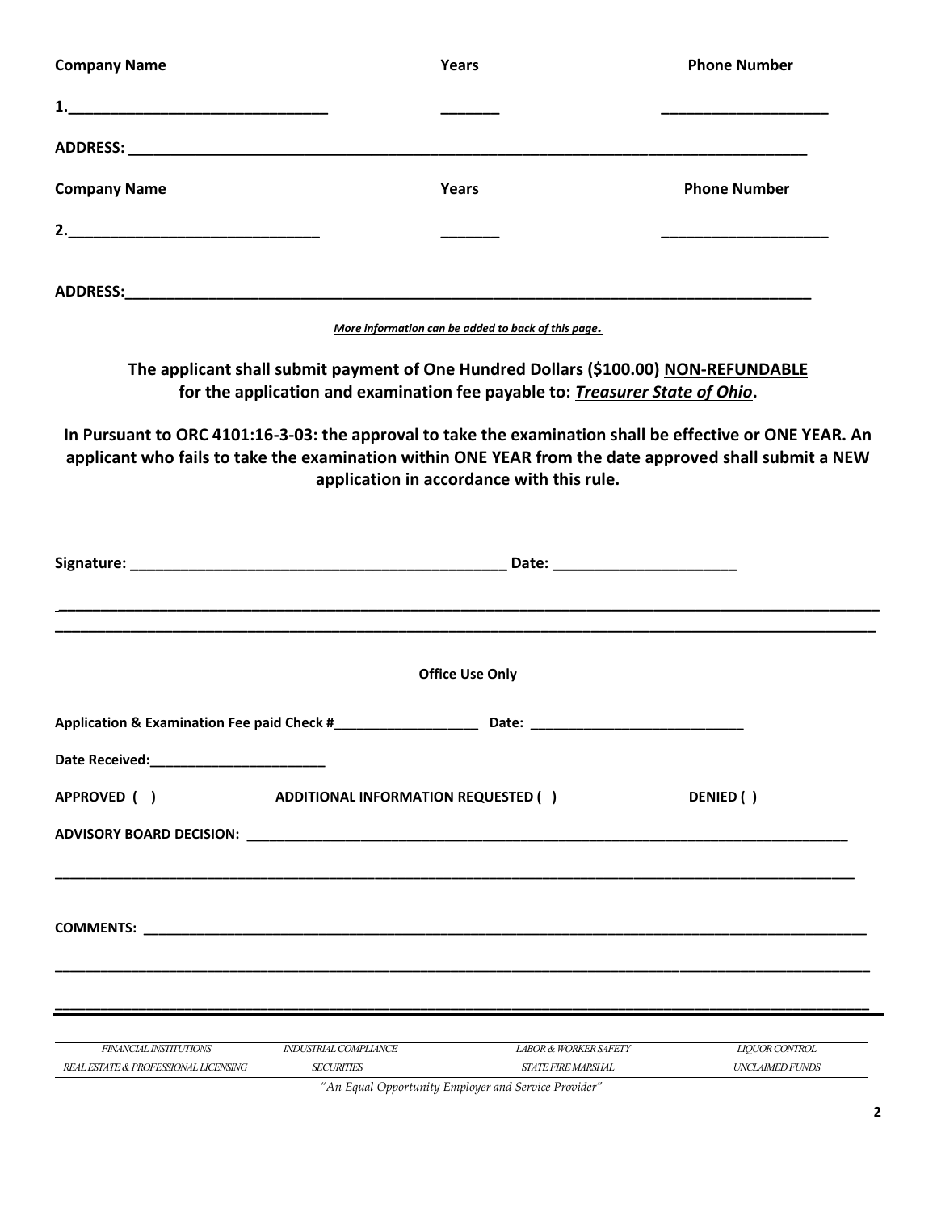**Company Name** **Years** **Phone Number**

**1.**_______________________________ _______ ____________________

**ADDRESS:** ________________________________________________________________________________

**Company Name** **Years** **Phone Number**

**2.**______________________________ _______ ____________________

**ADDRESS:**_________________________________________________________________________________

*More information can be added to back of this page.*

**The applicant shall submit payment of One Hundred Dollars ($100.00) NON-REFUNDABLE for the application and examination fee payable to: *Treasurer State of Ohio*.**

**In Pursuant to ORC 4101:16-3-03: the approval to take the examination shall be effective or ONE YEAR. An applicant who fails to take the examination within ONE YEAR from the date approved shall submit a NEW application in accordance with this rule.**

**Signature:** _____________________________________________ **Date:** ______________________

---

**Office Use Only**

**Application & Examination Fee paid Check #**__________________ **Date:** ___________________________

**Date Received:**_______________________

**APPROVED ( )** **ADDITIONAL INFORMATION REQUESTED ( )** **DENIED ( )**

**ADVISORY BOARD DECISION:** _____________________________________________________________________________

_____________________________________________________________________________________________________

**COMMENTS:** ____________________________________________________________________________________________

_____________________________________________________________________________________________________

_____________________________________________________________________________________________________

| *FINANCIAL INSTITUTIONS* | *INDUSTRIAL COMPLIANCE* | *LABOR & WORKER SAFETY* | *LIQUOR CONTROL* |
| --- | --- | --- | --- |
| *REAL ESTATE & PROFESSIONAL LICENSING* | *SECURITIES* | *STATE FIRE MARSHAL* | *UNCLAIMED FUNDS* |

*"An Equal Opportunity Employer and Service Provider"*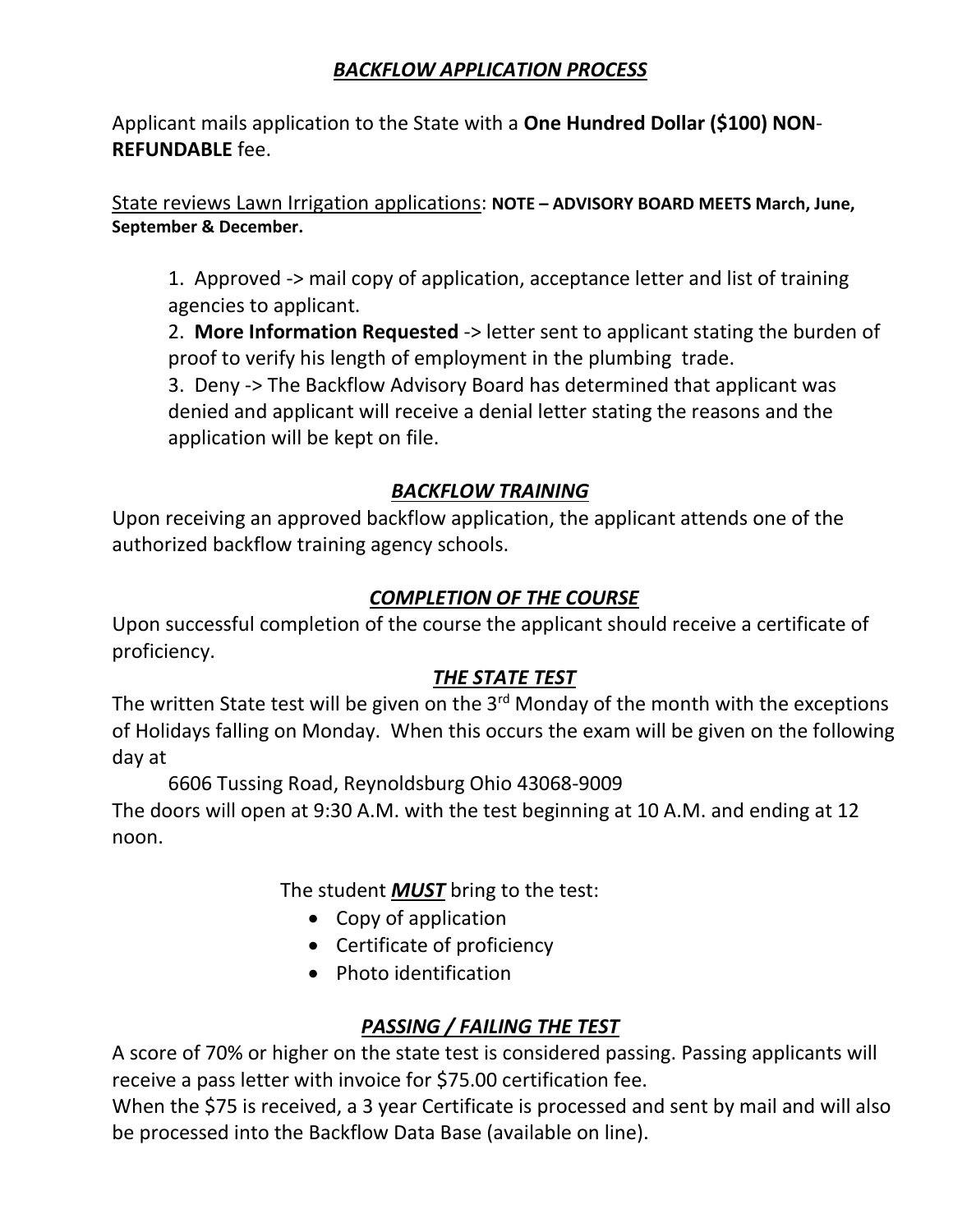## ***BACKFLOW APPLICATION PROCESS***

Applicant mails application to the State with a **One Hundred Dollar ($100) NON-REFUNDABLE** fee.

<u>State reviews Lawn Irrigation applications</u>: **NOTE – ADVISORY BOARD MEETS March, June, September & December.**

1. Approved -> mail copy of application, acceptance letter and list of training agencies to applicant.
2. **More Information Requested** -> letter sent to applicant stating the burden of proof to verify his length of employment in the plumbing trade.
3. Deny -> The Backflow Advisory Board has determined that applicant was denied and applicant will receive a denial letter stating the reasons and the application will be kept on file.

## ***BACKFLOW TRAINING***

Upon receiving an approved backflow application, the applicant attends one of the authorized backflow training agency schools.

## ***COMPLETION OF THE COURSE***

Upon successful completion of the course the applicant should receive a certificate of proficiency.

## ***THE STATE TEST***

The written State test will be given on the 3rd Monday of the month with the exceptions of Holidays falling on Monday. When this occurs the exam will be given on the following day at

6606 Tussing Road, Reynoldsburg Ohio 43068-9009

The doors will open at 9:30 A.M. with the test beginning at 10 A.M. and ending at 12 noon.

The student ***MUST*** bring to the test:

- Copy of application
- Certificate of proficiency
- Photo identification

## ***PASSING / FAILING THE TEST***

A score of 70% or higher on the state test is considered passing. Passing applicants will receive a pass letter with invoice for $75.00 certification fee.

When the $75 is received, a 3 year Certificate is processed and sent by mail and will also be processed into the Backflow Data Base (available on line).